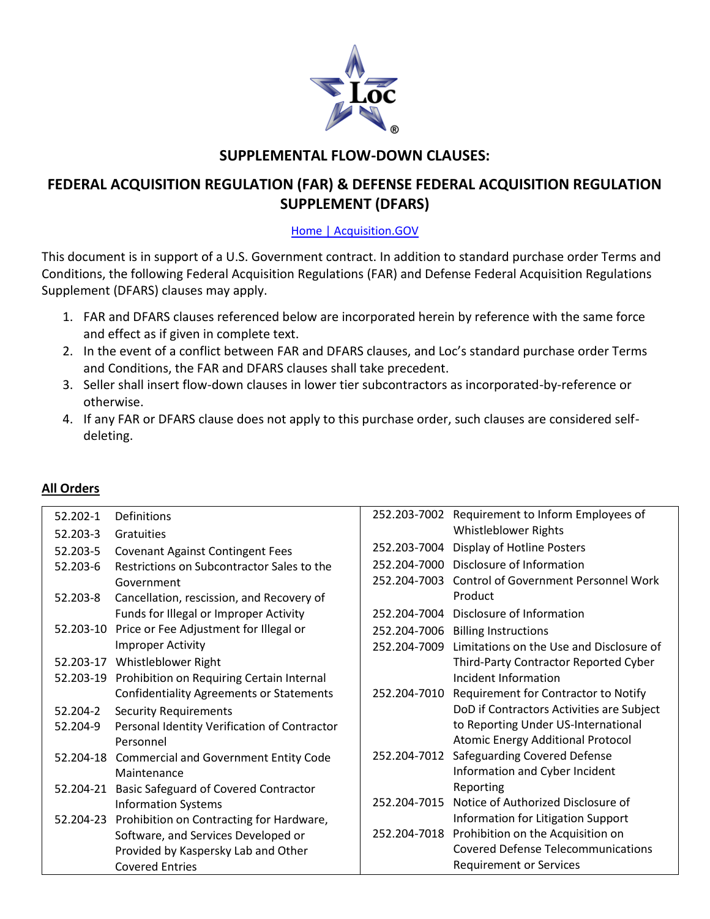# SUPPLEMENTAL FLOW-DOWN CLAUSES:

## FEDERAL ACQUISITION REGULATION (FAR) & DEFENSE FEDERAL ACQUISITION REGULATION SUPPLEMENT (DFARS)

[Home | Acquisition.GOV]

This document is in support of a U.S. Government contract. In addition to standard purchase order Terms and Conditions, the following Federal Acquisition Regulations (FAR) and Defense Federal Acquisition Regulations Supplement (DFARS) clauses may apply.

1. FAR and DFARS clauses referenced below are incorporated herein by reference with the same force and effect as if given in complete text.
2. In the event of a conflict between FAR and DFARS clauses, and Loc's standard purchase order Terms and Conditions, the FAR and DFARS clauses shall take precedent.
3. Seller shall insert flow-down clauses in lower tier subcontractors as incorporated-by-reference or otherwise.
4. If any FAR or DFARS clause does not apply to this purchase order, such clauses are considered self-deleting.

**All Orders**

| | |
|---|---|
| 52.202-1 | Definitions |
| 52.203-3 | Gratuities |
| 52.203-5 | Covenant Against Contingent Fees |
| 52.203-6 | Restrictions on Subcontractor Sales to the Government |
| 52.203-8 | Cancellation, rescission, and Recovery of Funds for Illegal or Improper Activity |
| 52.203-10 | Price or Fee Adjustment for Illegal or Improper Activity |
| 52.203-17 | Whistleblower Right |
| 52.203-19 | Prohibition on Requiring Certain Internal Confidentiality Agreements or Statements |
| 52.204-2 | Security Requirements |
| 52.204-9 | Personal Identity Verification of Contractor Personnel |
| 52.204-18 | Commercial and Government Entity Code Maintenance |
| 52.204-21 | Basic Safeguard of Covered Contractor Information Systems |
| 52.204-23 | Prohibition on Contracting for Hardware, Software, and Services Developed or Provided by Kaspersky Lab and Other Covered Entries |
| 252.203-7002 | Requirement to Inform Employees of Whistleblower Rights |
| 252.203-7004 | Display of Hotline Posters |
| 252.204-7000 | Disclosure of Information |
| 252.204-7003 | Control of Government Personnel Work Product |
| 252.204-7004 | Disclosure of Information |
| 252.204-7006 | Billing Instructions |
| 252.204-7009 | Limitations on the Use and Disclosure of Third-Party Contractor Reported Cyber Incident Information |
| 252.204-7010 | Requirement for Contractor to Notify DoD if Contractors Activities are Subject to Reporting Under US-International Atomic Energy Additional Protocol |
| 252.204-7012 | Safeguarding Covered Defense Information and Cyber Incident Reporting |
| 252.204-7015 | Notice of Authorized Disclosure of Information for Litigation Support |
| 252.204-7018 | Prohibition on the Acquisition on Covered Defense Telecommunications Requirement or Services |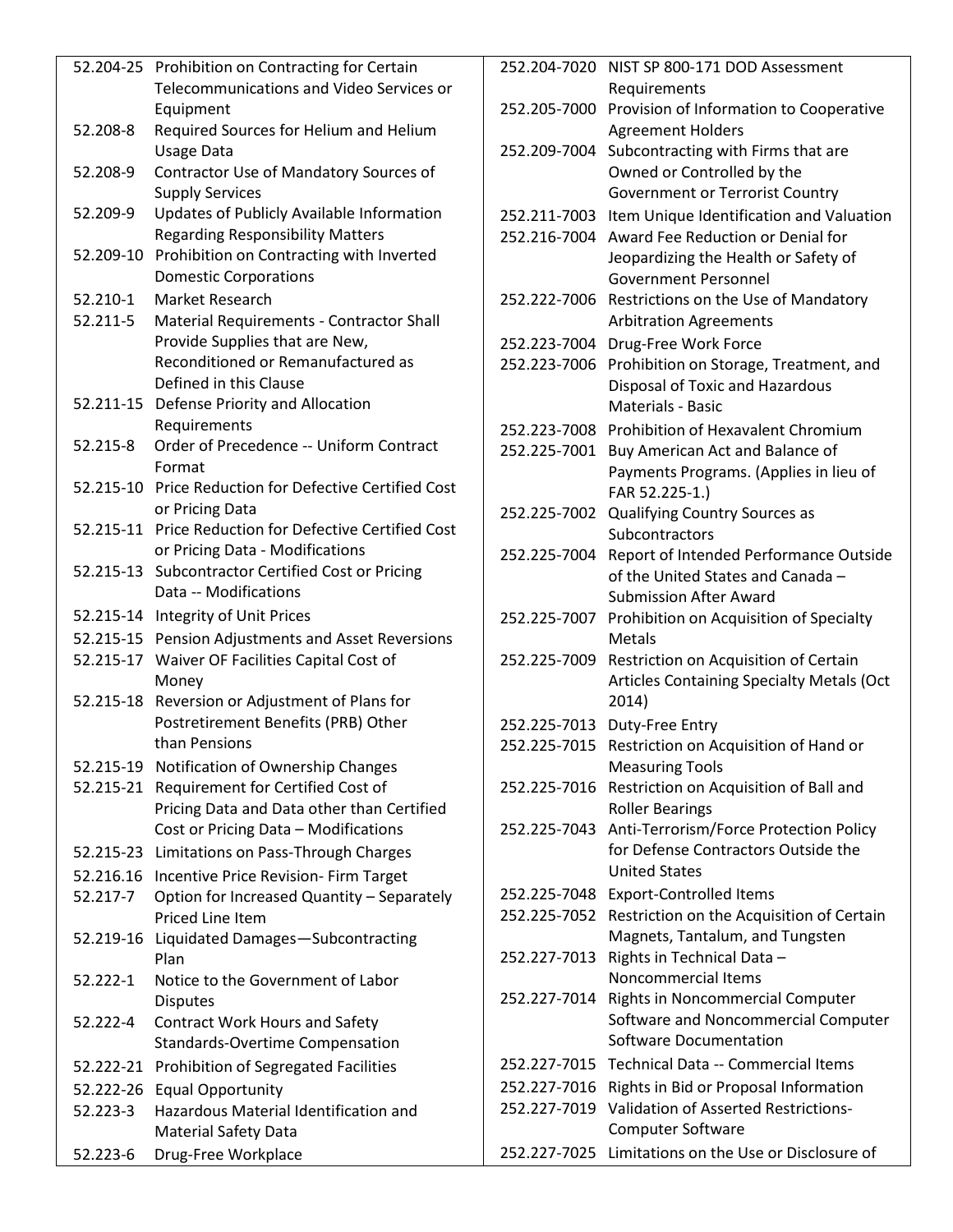| | |
|---|---|
| 52.204-25 | Prohibition on Contracting for Certain Telecommunications and Video Services or Equipment |
| 52.208-8 | Required Sources for Helium and Helium Usage Data |
| 52.208-9 | Contractor Use of Mandatory Sources of Supply Services |
| 52.209-9 | Updates of Publicly Available Information Regarding Responsibility Matters |
| 52.209-10 | Prohibition on Contracting with Inverted Domestic Corporations |
| 52.210-1 | Market Research |
| 52.211-5 | Material Requirements - Contractor Shall Provide Supplies that are New, Reconditioned or Remanufactured as Defined in this Clause |
| 52.211-15 | Defense Priority and Allocation Requirements |
| 52.215-8 | Order of Precedence -- Uniform Contract Format |
| 52.215-10 | Price Reduction for Defective Certified Cost or Pricing Data |
| 52.215-11 | Price Reduction for Defective Certified Cost or Pricing Data - Modifications |
| 52.215-13 | Subcontractor Certified Cost or Pricing Data -- Modifications |
| 52.215-14 | Integrity of Unit Prices |
| 52.215-15 | Pension Adjustments and Asset Reversions |
| 52.215-17 | Waiver OF Facilities Capital Cost of Money |
| 52.215-18 | Reversion or Adjustment of Plans for Postretirement Benefits (PRB) Other than Pensions |
| 52.215-19 | Notification of Ownership Changes |
| 52.215-21 | Requirement for Certified Cost of Pricing Data and Data other than Certified Cost or Pricing Data – Modifications |
| 52.215-23 | Limitations on Pass-Through Charges |
| 52.216.16 | Incentive Price Revision- Firm Target |
| 52.217-7 | Option for Increased Quantity – Separately Priced Line Item |
| 52.219-16 | Liquidated Damages—Subcontracting Plan |
| 52.222-1 | Notice to the Government of Labor Disputes |
| 52.222-4 | Contract Work Hours and Safety Standards-Overtime Compensation |
| 52.222-21 | Prohibition of Segregated Facilities |
| 52.222-26 | Equal Opportunity |
| 52.223-3 | Hazardous Material Identification and Material Safety Data |
| 52.223-6 | Drug-Free Workplace |
| 252.204-7020 | NIST SP 800-171 DOD Assessment Requirements |
| 252.205-7000 | Provision of Information to Cooperative Agreement Holders |
| 252.209-7004 | Subcontracting with Firms that are Owned or Controlled by the Government or Terrorist Country |
| 252.211-7003 | Item Unique Identification and Valuation |
| 252.216-7004 | Award Fee Reduction or Denial for Jeopardizing the Health or Safety of Government Personnel |
| 252.222-7006 | Restrictions on the Use of Mandatory Arbitration Agreements |
| 252.223-7004 | Drug-Free Work Force |
| 252.223-7006 | Prohibition on Storage, Treatment, and Disposal of Toxic and Hazardous Materials - Basic |
| 252.223-7008 | Prohibition of Hexavalent Chromium |
| 252.225-7001 | Buy American Act and Balance of Payments Programs. (Applies in lieu of FAR 52.225-1.) |
| 252.225-7002 | Qualifying Country Sources as Subcontractors |
| 252.225-7004 | Report of Intended Performance Outside of the United States and Canada – Submission After Award |
| 252.225-7007 | Prohibition on Acquisition of Specialty Metals |
| 252.225-7009 | Restriction on Acquisition of Certain Articles Containing Specialty Metals (Oct 2014) |
| 252.225-7013 | Duty-Free Entry |
| 252.225-7015 | Restriction on Acquisition of Hand or Measuring Tools |
| 252.225-7016 | Restriction on Acquisition of Ball and Roller Bearings |
| 252.225-7043 | Anti-Terrorism/Force Protection Policy for Defense Contractors Outside the United States |
| 252.225-7048 | Export-Controlled Items |
| 252.225-7052 | Restriction on the Acquisition of Certain Magnets, Tantalum, and Tungsten |
| 252.227-7013 | Rights in Technical Data – Noncommercial Items |
| 252.227-7014 | Rights in Noncommercial Computer Software and Noncommercial Computer Software Documentation |
| 252.227-7015 | Technical Data -- Commercial Items |
| 252.227-7016 | Rights in Bid or Proposal Information |
| 252.227-7019 | Validation of Asserted Restrictions-Computer Software |
| 252.227-7025 | Limitations on the Use or Disclosure of |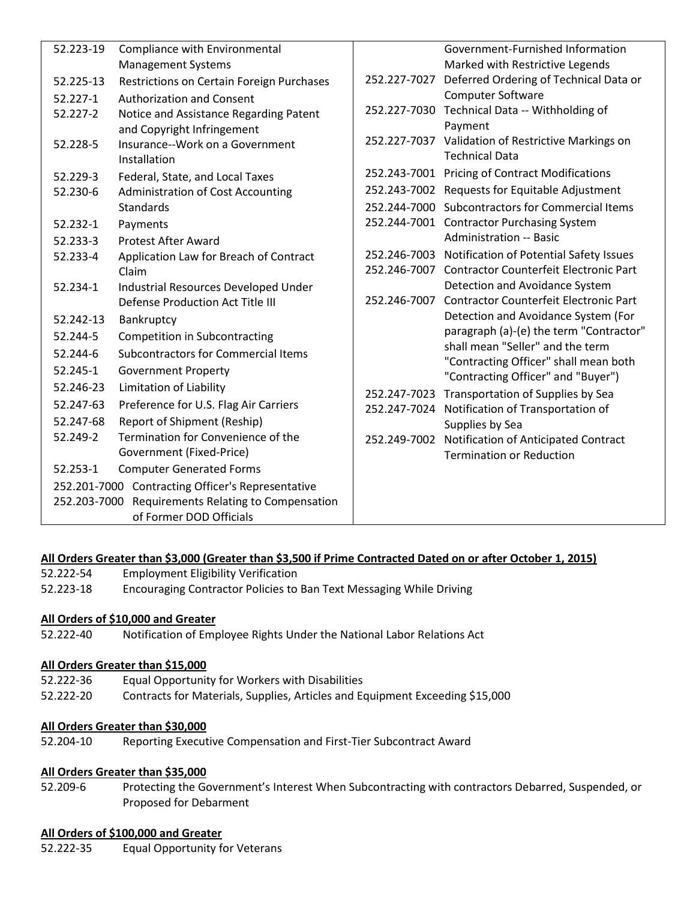| | | | |
|---|---|---|---|
| 52.223-19 | Compliance with Environmental Management Systems | | Government-Furnished Information Marked with Restrictive Legends |
| 52.225-13 | Restrictions on Certain Foreign Purchases | 252.227-7027 | Deferred Ordering of Technical Data or Computer Software |
| 52.227-1 | Authorization and Consent | 252.227-7030 | Technical Data -- Withholding of Payment |
| 52.227-2 | Notice and Assistance Regarding Patent and Copyright Infringement | 252.227-7037 | Validation of Restrictive Markings on Technical Data |
| 52.228-5 | Insurance--Work on a Government Installation | 252.243-7001 | Pricing of Contract Modifications |
| 52.229-3 | Federal, State, and Local Taxes | 252.243-7002 | Requests for Equitable Adjustment |
| 52.230-6 | Administration of Cost Accounting Standards | 252.244-7000 | Subcontractors for Commercial Items |
| 52.232-1 | Payments | 252.244-7001 | Contractor Purchasing System Administration -- Basic |
| 52.233-3 | Protest After Award | 252.246-7003 | Notification of Potential Safety Issues |
| 52.233-4 | Application Law for Breach of Contract Claim | 252.246-7007 | Contractor Counterfeit Electronic Part Detection and Avoidance System |
| 52.234-1 | Industrial Resources Developed Under Defense Production Act Title III | 252.246-7007 | Contractor Counterfeit Electronic Part Detection and Avoidance System (For paragraph (a)-(e) the term "Contractor" shall mean "Seller" and the term "Contracting Officer" shall mean both "Contracting Officer" and "Buyer") |
| 52.242-13 | Bankruptcy | 252.247-7023 | Transportation of Supplies by Sea |
| 52.244-5 | Competition in Subcontracting | 252.247-7024 | Notification of Transportation of Supplies by Sea |
| 52.244-6 | Subcontractors for Commercial Items | 252.249-7002 | Notification of Anticipated Contract Termination or Reduction |
| 52.245-1 | Government Property | | |
| 52.246-23 | Limitation of Liability | | |
| 52.247-63 | Preference for U.S. Flag Air Carriers | | |
| 52.247-68 | Report of Shipment (Reship) | | |
| 52.249-2 | Termination for Convenience of the Government (Fixed-Price) | | |
| 52.253-1 | Computer Generated Forms | | |
| 252.201-7000 | Contracting Officer's Representative | | |
| 252.203-7000 | Requirements Relating to Compensation of Former DOD Officials | | |

**All Orders Greater than $3,000 (Greater than $3,500 if Prime Contracted Dated on or after October 1, 2015)**

52.222-54 Employment Eligibility Verification
52.223-18 Encouraging Contractor Policies to Ban Text Messaging While Driving

**All Orders of $10,000 and Greater**

52.222-40 Notification of Employee Rights Under the National Labor Relations Act

**All Orders Greater than $15,000**

52.222-36 Equal Opportunity for Workers with Disabilities
52.222-20 Contracts for Materials, Supplies, Articles and Equipment Exceeding $15,000

**All Orders Greater than $30,000**

52.204-10 Reporting Executive Compensation and First-Tier Subcontract Award

**All Orders Greater than $35,000**

52.209-6 Protecting the Government's Interest When Subcontracting with contractors Debarred, Suspended, or Proposed for Debarment

**All Orders of $100,000 and Greater**

52.222-35 Equal Opportunity for Veterans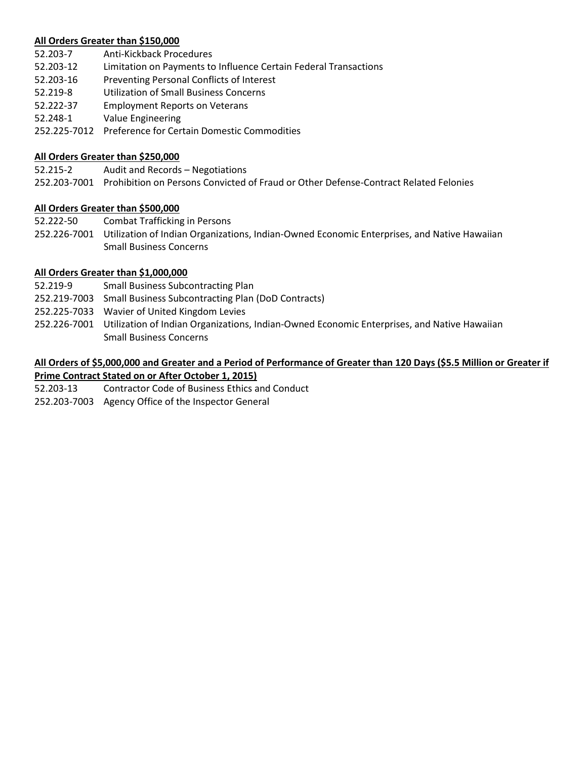**All Orders Greater than $150,000**

| | |
|---|---|
| 52.203-7 | Anti-Kickback Procedures |
| 52.203-12 | Limitation on Payments to Influence Certain Federal Transactions |
| 52.203-16 | Preventing Personal Conflicts of Interest |
| 52.219-8 | Utilization of Small Business Concerns |
| 52.222-37 | Employment Reports on Veterans |
| 52.248-1 | Value Engineering |
| 252.225-7012 | Preference for Certain Domestic Commodities |

**All Orders Greater than $250,000**

| | |
|---|---|
| 52.215-2 | Audit and Records – Negotiations |
| 252.203-7001 | Prohibition on Persons Convicted of Fraud or Other Defense-Contract Related Felonies |

**All Orders Greater than $500,000**

| | |
|---|---|
| 52.222-50 | Combat Trafficking in Persons |
| 252.226-7001 | Utilization of Indian Organizations, Indian-Owned Economic Enterprises, and Native Hawaiian Small Business Concerns |

**All Orders Greater than $1,000,000**

| | |
|---|---|
| 52.219-9 | Small Business Subcontracting Plan |
| 252.219-7003 | Small Business Subcontracting Plan (DoD Contracts) |
| 252.225-7033 | Wavier of United Kingdom Levies |
| 252.226-7001 | Utilization of Indian Organizations, Indian-Owned Economic Enterprises, and Native Hawaiian Small Business Concerns |

**All Orders of $5,000,000 and Greater and a Period of Performance of Greater than 120 Days ($5.5 Million or Greater if Prime Contract Stated on or After October 1, 2015)**

| | |
|---|---|
| 52.203-13 | Contractor Code of Business Ethics and Conduct |
| 252.203-7003 | Agency Office of the Inspector General |